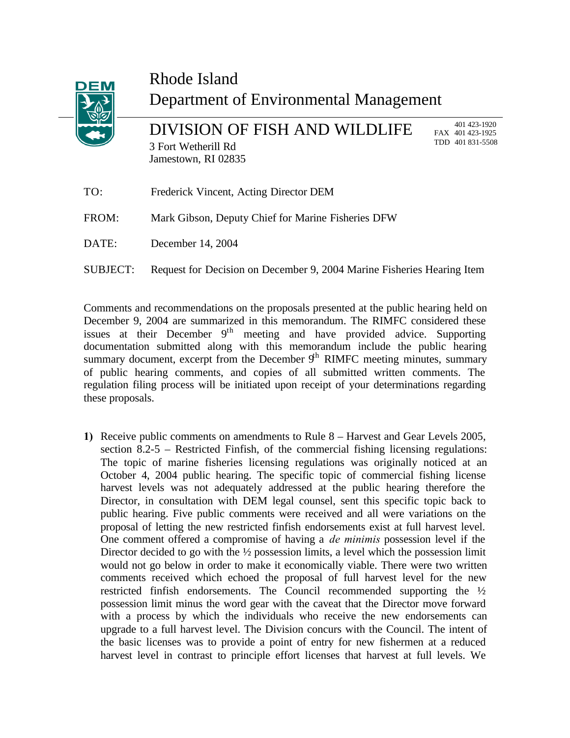# Rhode Island Department of Environmental Management

## DIVISION OF FISH AND WILDLIFE

3 Fort Wetherill Rd
Jamestown, RI 02835

401 423-1920
FAX 401 423-1925
TDD 401 831-5508

TO: Frederick Vincent, Acting Director DEM

FROM: Mark Gibson, Deputy Chief for Marine Fisheries DFW

DATE: December 14, 2004

SUBJECT: Request for Decision on December 9, 2004 Marine Fisheries Hearing Item

Comments and recommendations on the proposals presented at the public hearing held on December 9, 2004 are summarized in this memorandum. The RIMFC considered these issues at their December 9th meeting and have provided advice. Supporting documentation submitted along with this memorandum include the public hearing summary document, excerpt from the December 9th RIMFC meeting minutes, summary of public hearing comments, and copies of all submitted written comments. The regulation filing process will be initiated upon receipt of your determinations regarding these proposals.

1) Receive public comments on amendments to Rule 8 – Harvest and Gear Levels 2005, section 8.2-5 – Restricted Finfish, of the commercial fishing licensing regulations: The topic of marine fisheries licensing regulations was originally noticed at an October 4, 2004 public hearing. The specific topic of commercial fishing license harvest levels was not adequately addressed at the public hearing therefore the Director, in consultation with DEM legal counsel, sent this specific topic back to public hearing. Five public comments were received and all were variations on the proposal of letting the new restricted finfish endorsements exist at full harvest level. One comment offered a compromise of having a *de minimis* possession level if the Director decided to go with the ½ possession limits, a level which the possession limit would not go below in order to make it economically viable. There were two written comments received which echoed the proposal of full harvest level for the new restricted finfish endorsements. The Council recommended supporting the ½ possession limit minus the word gear with the caveat that the Director move forward with a process by which the individuals who receive the new endorsements can upgrade to a full harvest level. The Division concurs with the Council. The intent of the basic licenses was to provide a point of entry for new fishermen at a reduced harvest level in contrast to principle effort licenses that harvest at full levels. We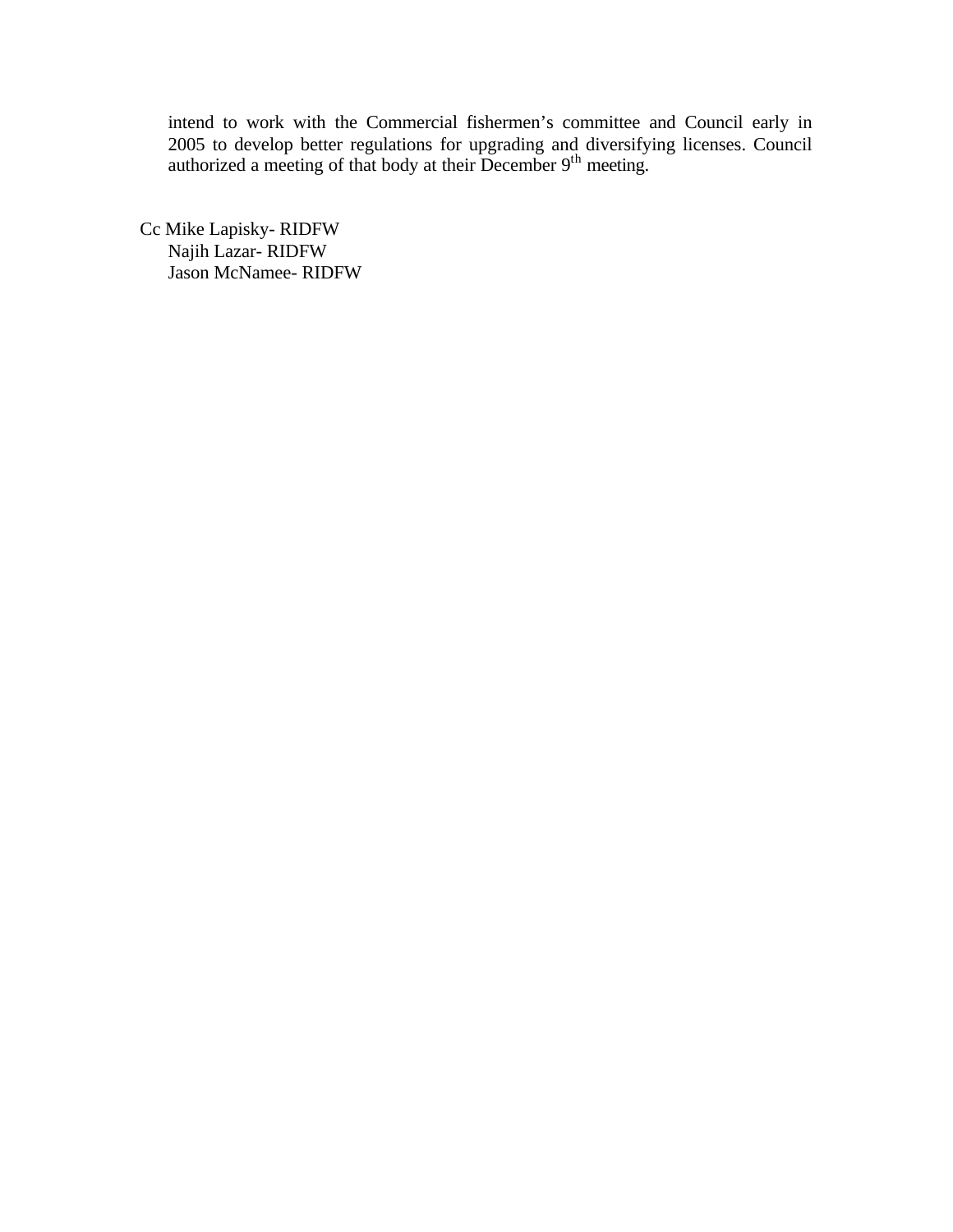intend to work with the Commercial fishermen's committee and Council early in 2005 to develop better regulations for upgrading and diversifying licenses. Council authorized a meeting of that body at their December 9th meeting.

Cc Mike Lapisky- RIDFW
Najih Lazar- RIDFW
Jason McNamee- RIDFW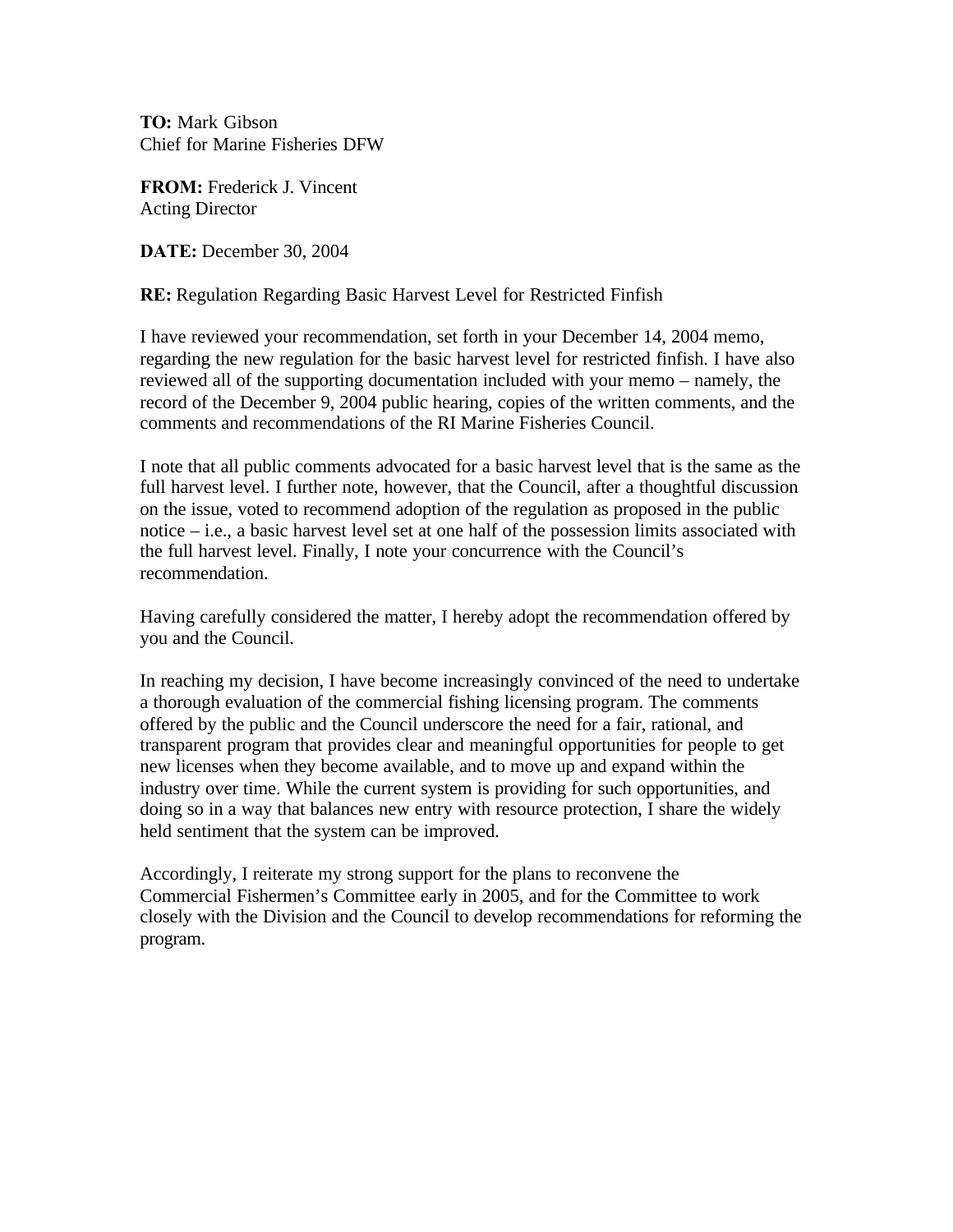**TO:** Mark Gibson
Chief for Marine Fisheries DFW

**FROM:** Frederick J. Vincent
Acting Director

**DATE:** December 30, 2004

**RE:** Regulation Regarding Basic Harvest Level for Restricted Finfish

I have reviewed your recommendation, set forth in your December 14, 2004 memo, regarding the new regulation for the basic harvest level for restricted finfish. I have also reviewed all of the supporting documentation included with your memo – namely, the record of the December 9, 2004 public hearing, copies of the written comments, and the comments and recommendations of the RI Marine Fisheries Council.

I note that all public comments advocated for a basic harvest level that is the same as the full harvest level. I further note, however, that the Council, after a thoughtful discussion on the issue, voted to recommend adoption of the regulation as proposed in the public notice – i.e., a basic harvest level set at one half of the possession limits associated with the full harvest level. Finally, I note your concurrence with the Council's recommendation.

Having carefully considered the matter, I hereby adopt the recommendation offered by you and the Council.

In reaching my decision, I have become increasingly convinced of the need to undertake a thorough evaluation of the commercial fishing licensing program. The comments offered by the public and the Council underscore the need for a fair, rational, and transparent program that provides clear and meaningful opportunities for people to get new licenses when they become available, and to move up and expand within the industry over time. While the current system is providing for such opportunities, and doing so in a way that balances new entry with resource protection, I share the widely held sentiment that the system can be improved.

Accordingly, I reiterate my strong support for the plans to reconvene the Commercial Fishermen's Committee early in 2005, and for the Committee to work closely with the Division and the Council to develop recommendations for reforming the program.